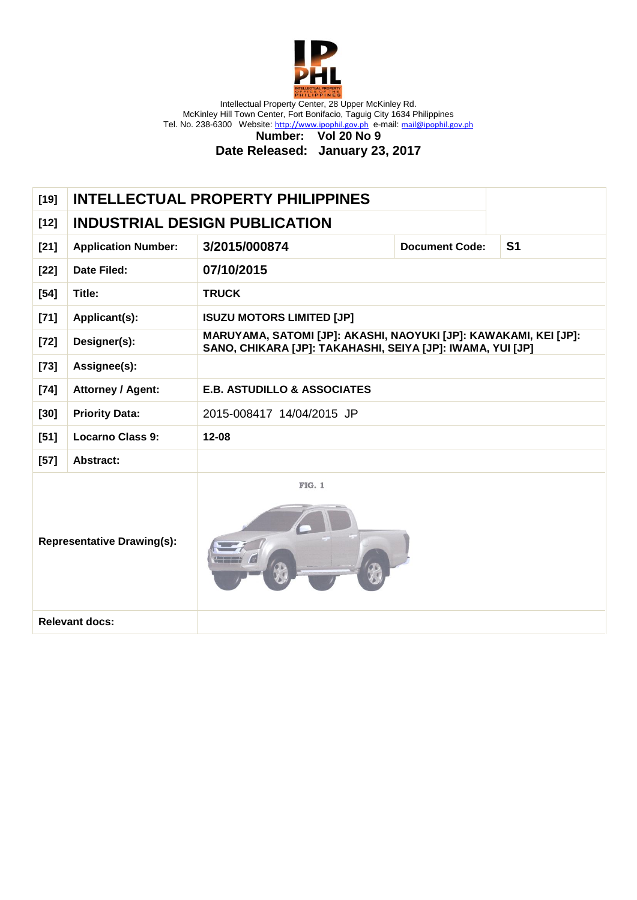Intellectual Property Center, 28 Upper McKinley Rd.
McKinley Hill Town Center, Fort Bonifacio, Taguig City 1634 Philippines
Tel. No. 238-6300 Website: http://www.ipophil.gov.ph e-mail: mail@ipophil.gov.ph

**Number: Vol 20 No 9**
**Date Released: January 23, 2017**

| | | | | |
|---|---|---|---|---|
| [19] | **INTELLECTUAL PROPERTY PHILIPPINES** | | | |
| [12] | **INDUSTRIAL DESIGN PUBLICATION** | | | |
| [21] | **Application Number:** | **3/2015/000874** | **Document Code:** | **S1** |
| [22] | **Date Filed:** | **07/10/2015** | | |
| [54] | **Title:** | **TRUCK** | | |
| [71] | **Applicant(s):** | **ISUZU MOTORS LIMITED [JP]** | | |
| [72] | **Designer(s):** | **MARUYAMA, SATOMI [JP]: AKASHI, NAOYUKI [JP]: KAWAKAMI, KEI [JP]: SANO, CHIKARA [JP]: TAKAHASHI, SEIYA [JP]: IWAMA, YUI [JP]** | | |
| [73] | **Assignee(s):** | | | |
| [74] | **Attorney / Agent:** | **E.B. ASTUDILLO & ASSOCIATES** | | |
| [30] | **Priority Data:** | 2015-008417 14/04/2015 JP | | |
| [51] | **Locarno Class 9:** | **12-08** | | |
| [57] | **Abstract:** | | | |
| **Representative Drawing(s):** | | FIG. 1 | | |
| **Relevant docs:** | | | | |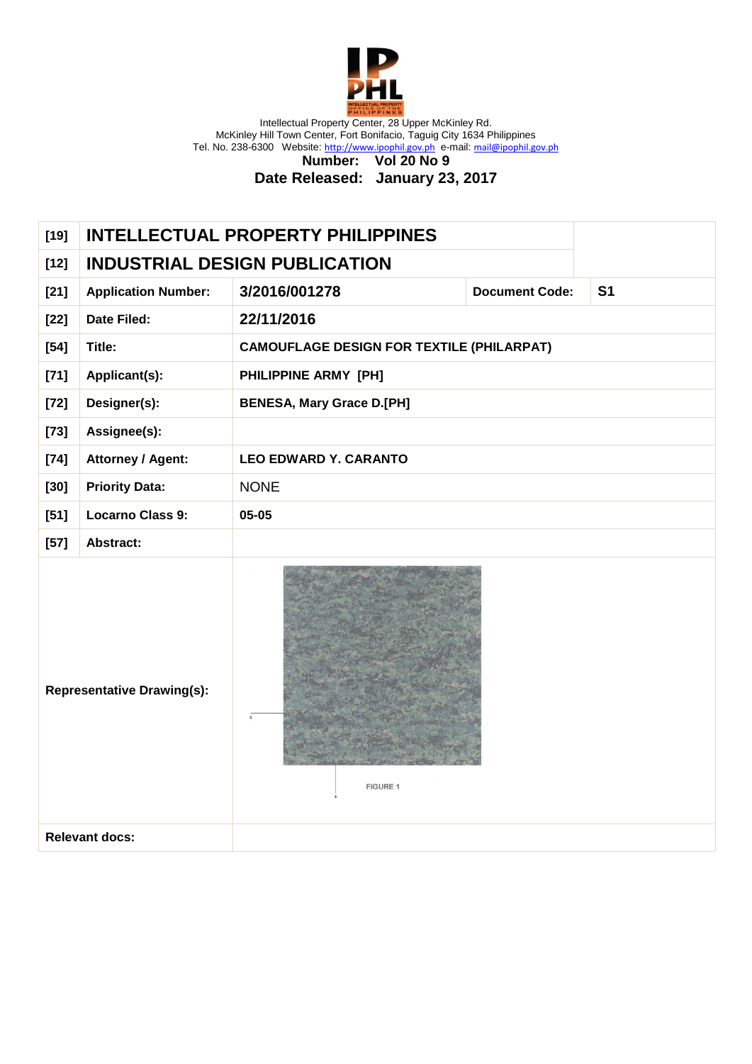Intellectual Property Center, 28 Upper McKinley Rd.
McKinley Hill Town Center, Fort Bonifacio, Taguig City 1634 Philippines
Tel. No. 238-6300 Website: http://www.ipophil.gov.ph e-mail: mail@ipophil.gov.ph

**Number: Vol 20 No 9**

**Date Released: January 23, 2017**

| | | | | |
|---|---|---|---|---|
| [19] | **INTELLECTUAL PROPERTY PHILIPPINES** | | | |
| [12] | **INDUSTRIAL DESIGN PUBLICATION** | | | |
| [21] | **Application Number:** | **3/2016/001278** | **Document Code:** | **S1** |
| [22] | **Date Filed:** | **22/11/2016** | | |
| [54] | **Title:** | **CAMOUFLAGE DESIGN FOR TEXTILE (PHILARPAT)** | | |
| [71] | **Applicant(s):** | **PHILIPPINE ARMY [PH]** | | |
| [72] | **Designer(s):** | **BENESA, Mary Grace D.[PH]** | | |
| [73] | **Assignee(s):** | | | |
| [74] | **Attorney / Agent:** | **LEO EDWARD Y. CARANTO** | | |
| [30] | **Priority Data:** | NONE | | |
| [51] | **Locarno Class 9:** | **05-05** | | |
| [57] | **Abstract:** | | | |
| **Representative Drawing(s):** | | FIGURE 1 | | |
| **Relevant docs:** | | | | |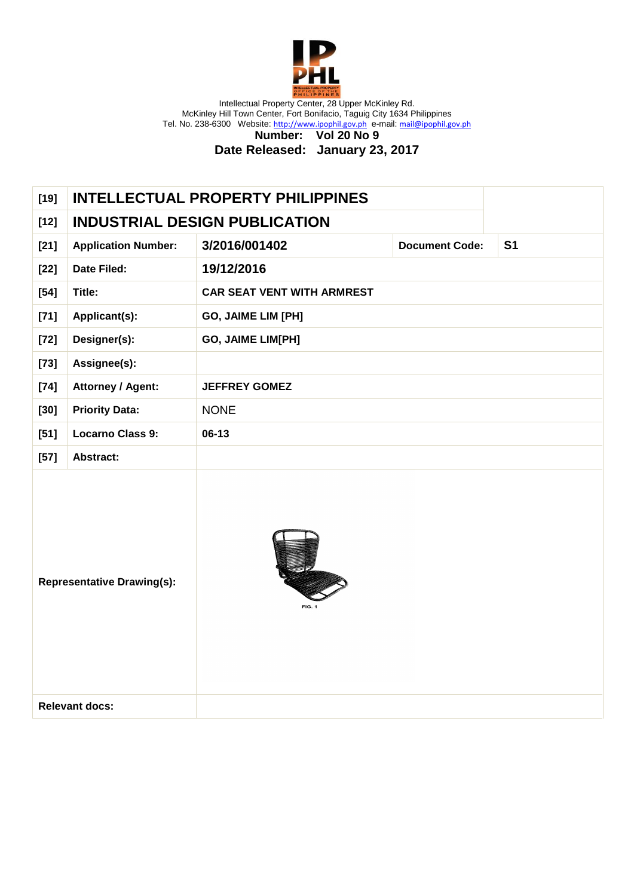Intellectual Property Center, 28 Upper McKinley Rd.
McKinley Hill Town Center, Fort Bonifacio, Taguig City 1634 Philippines
Tel. No. 238-6300 Website: http://www.ipophil.gov.ph e-mail: mail@ipophil.gov.ph

**Number: Vol 20 No 9**
**Date Released: January 23, 2017**

| | | | | |
|---|---|---|---|---|
| **[19]** | **INTELLECTUAL PROPERTY PHILIPPINES** | | | |
| **[12]** | **INDUSTRIAL DESIGN PUBLICATION** | | | |
| **[21]** | **Application Number:** | **3/2016/001402** | **Document Code:** | **S1** |
| **[22]** | **Date Filed:** | **19/12/2016** | | |
| **[54]** | **Title:** | **CAR SEAT VENT WITH ARMREST** | | |
| **[71]** | **Applicant(s):** | **GO, JAIME LIM [PH]** | | |
| **[72]** | **Designer(s):** | **GO, JAIME LIM[PH]** | | |
| **[73]** | **Assignee(s):** | | | |
| **[74]** | **Attorney / Agent:** | **JEFFREY GOMEZ** | | |
| **[30]** | **Priority Data:** | NONE | | |
| **[51]** | **Locarno Class 9:** | **06-13** | | |
| **[57]** | **Abstract:** | | | |
| **Representative Drawing(s):** | | FIG. 1 | | |
| **Relevant docs:** | | | | |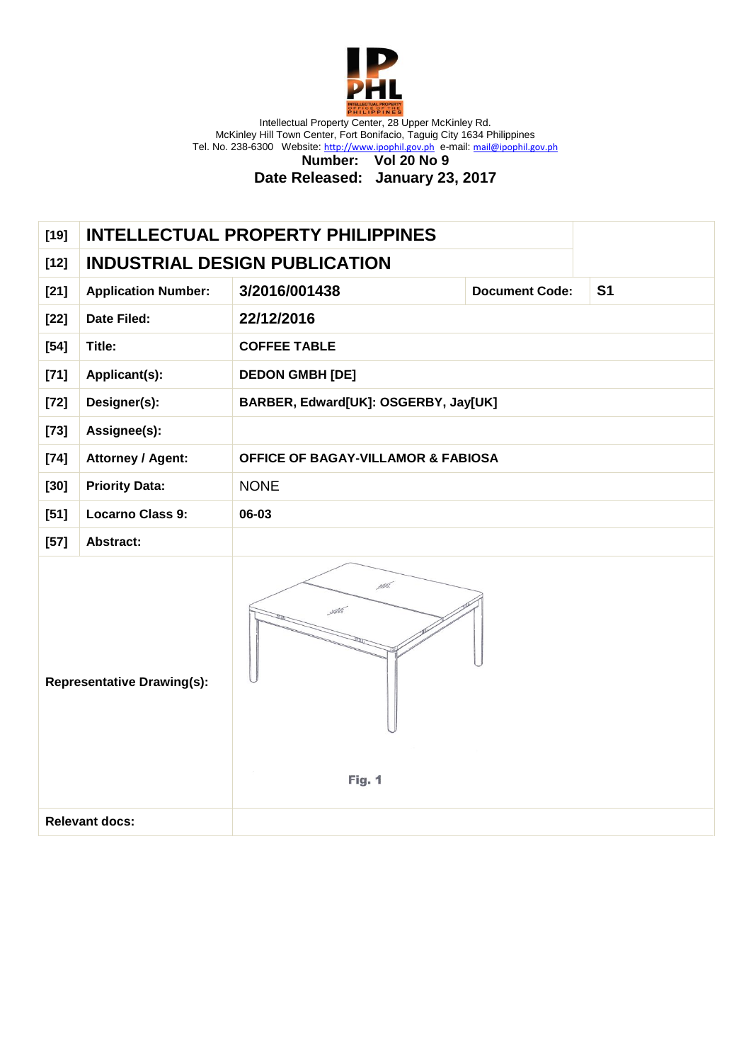Intellectual Property Center, 28 Upper McKinley Rd.
McKinley Hill Town Center, Fort Bonifacio, Taguig City 1634 Philippines
Tel. No. 238-6300 Website: http://www.ipophil.gov.ph e-mail: mail@ipophil.gov.ph

**Number: Vol 20 No 9**
**Date Released: January 23, 2017**

| [19] | INTELLECTUAL PROPERTY PHILIPPINES | | | |
|---|---|---|---|---|
| [12] | **INDUSTRIAL DESIGN PUBLICATION** | | | |
| [21] | **Application Number:** | **3/2016/001438** | **Document Code:** | **S1** |
| [22] | **Date Filed:** | **22/12/2016** | | |
| [54] | **Title:** | **COFFEE TABLE** | | |
| [71] | **Applicant(s):** | **DEDON GMBH [DE]** | | |
| [72] | **Designer(s):** | **BARBER, Edward[UK]: OSGERBY, Jay[UK]** | | |
| [73] | **Assignee(s):** | | | |
| [74] | **Attorney / Agent:** | **OFFICE OF BAGAY-VILLAMOR & FABIOSA** | | |
| [30] | **Priority Data:** | NONE | | |
| [51] | **Locarno Class 9:** | **06-03** | | |
| [57] | **Abstract:** | | | |
| **Representative Drawing(s):** | | Fig. 1 | | |
| **Relevant docs:** | | | | |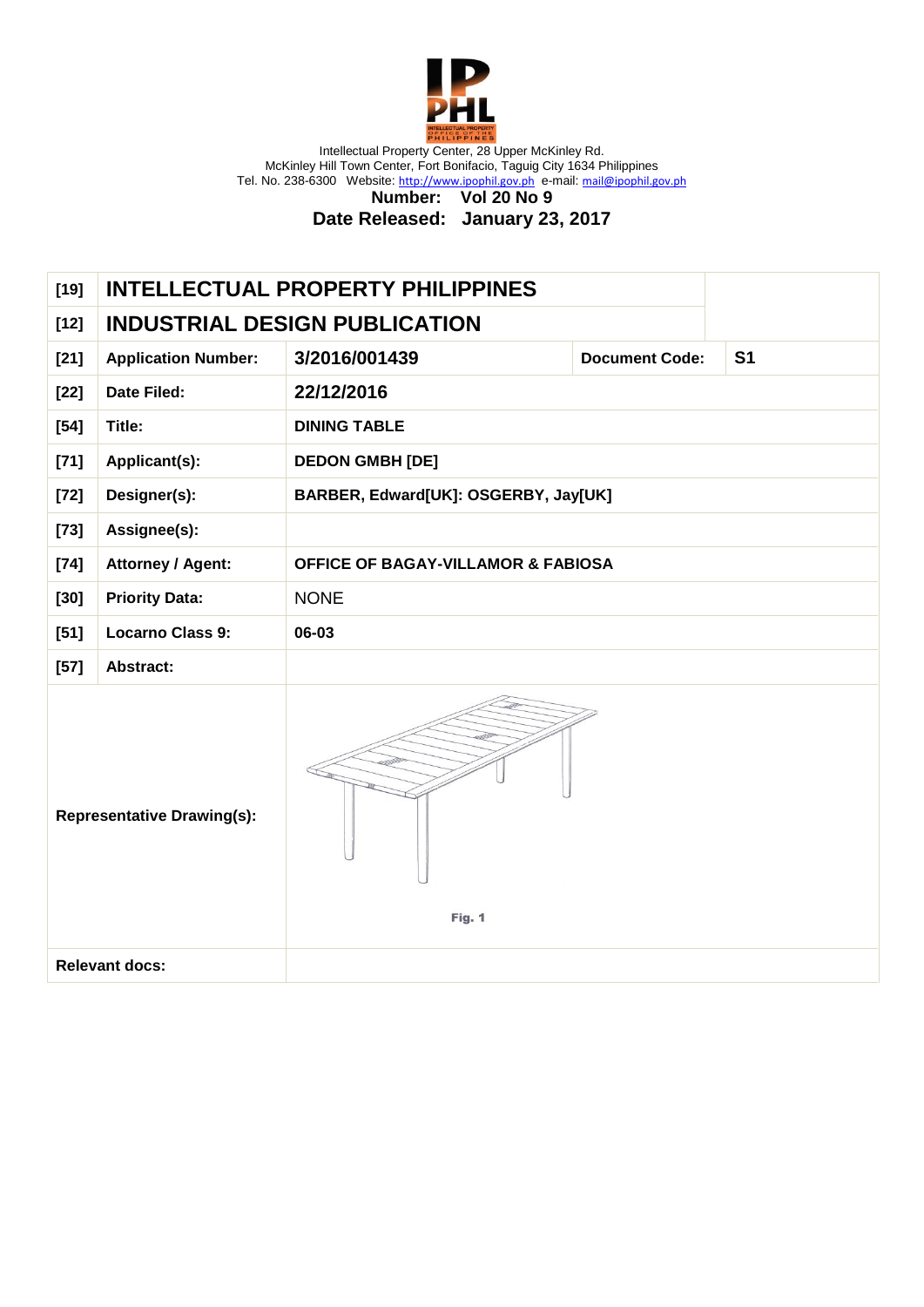Intellectual Property Center, 28 Upper McKinley Rd.
McKinley Hill Town Center, Fort Bonifacio, Taguig City 1634 Philippines
Tel. No. 238-6300 Website: http://www.ipophil.gov.ph e-mail: mail@ipophil.gov.ph

**Number: Vol 20 No 9**

**Date Released: January 23, 2017**

| | | | | |
|---|---|---|---|---|
| [19] | **INTELLECTUAL PROPERTY PHILIPPINES** | | | |
| [12] | **INDUSTRIAL DESIGN PUBLICATION** | | | |
| [21] | **Application Number:** | **3/2016/001439** | **Document Code:** | **S1** |
| [22] | **Date Filed:** | **22/12/2016** | | |
| [54] | **Title:** | **DINING TABLE** | | |
| [71] | **Applicant(s):** | **DEDON GMBH [DE]** | | |
| [72] | **Designer(s):** | **BARBER, Edward[UK]: OSGERBY, Jay[UK]** | | |
| [73] | **Assignee(s):** | | | |
| [74] | **Attorney / Agent:** | **OFFICE OF BAGAY-VILLAMOR & FABIOSA** | | |
| [30] | **Priority Data:** | NONE | | |
| [51] | **Locarno Class 9:** | **06-03** | | |
| [57] | **Abstract:** | | | |
| **Representative Drawing(s):** | | Fig. 1 | | |
| **Relevant docs:** | | | | |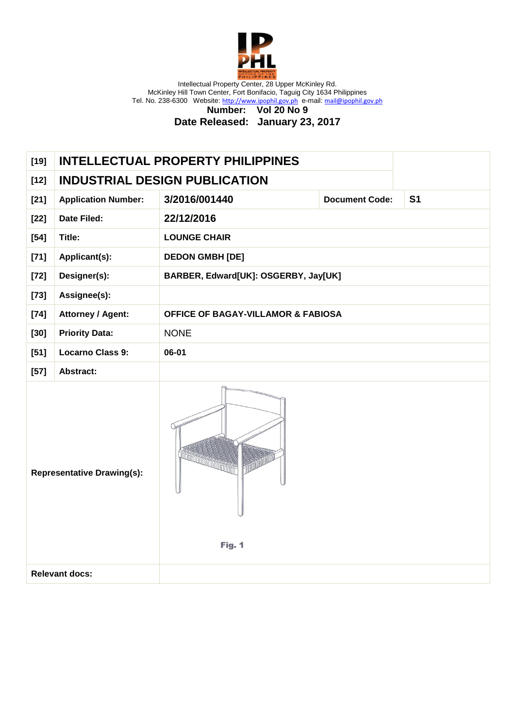Intellectual Property Center, 28 Upper McKinley Rd.
McKinley Hill Town Center, Fort Bonifacio, Taguig City 1634 Philippines
Tel. No. 238-6300 Website: http://www.ipophil.gov.ph e-mail: mail@ipophil.gov.ph

**Number: Vol 20 No 9**

**Date Released: January 23, 2017**

| [19] | **INTELLECTUAL PROPERTY PHILIPPINES** | | | |
|---|---|---|---|---|
| [12] | **INDUSTRIAL DESIGN PUBLICATION** | | | |
| [21] | **Application Number:** | **3/2016/001440** | **Document Code:** | **S1** |
| [22] | **Date Filed:** | **22/12/2016** | | |
| [54] | **Title:** | **LOUNGE CHAIR** | | |
| [71] | **Applicant(s):** | **DEDON GMBH [DE]** | | |
| [72] | **Designer(s):** | **BARBER, Edward[UK]: OSGERBY, Jay[UK]** | | |
| [73] | **Assignee(s):** | | | |
| [74] | **Attorney / Agent:** | **OFFICE OF BAGAY-VILLAMOR & FABIOSA** | | |
| [30] | **Priority Data:** | NONE | | |
| [51] | **Locarno Class 9:** | **06-01** | | |
| [57] | **Abstract:** | | | |
| **Representative Drawing(s):** | | Fig. 1 | | |
| **Relevant docs:** | | | | |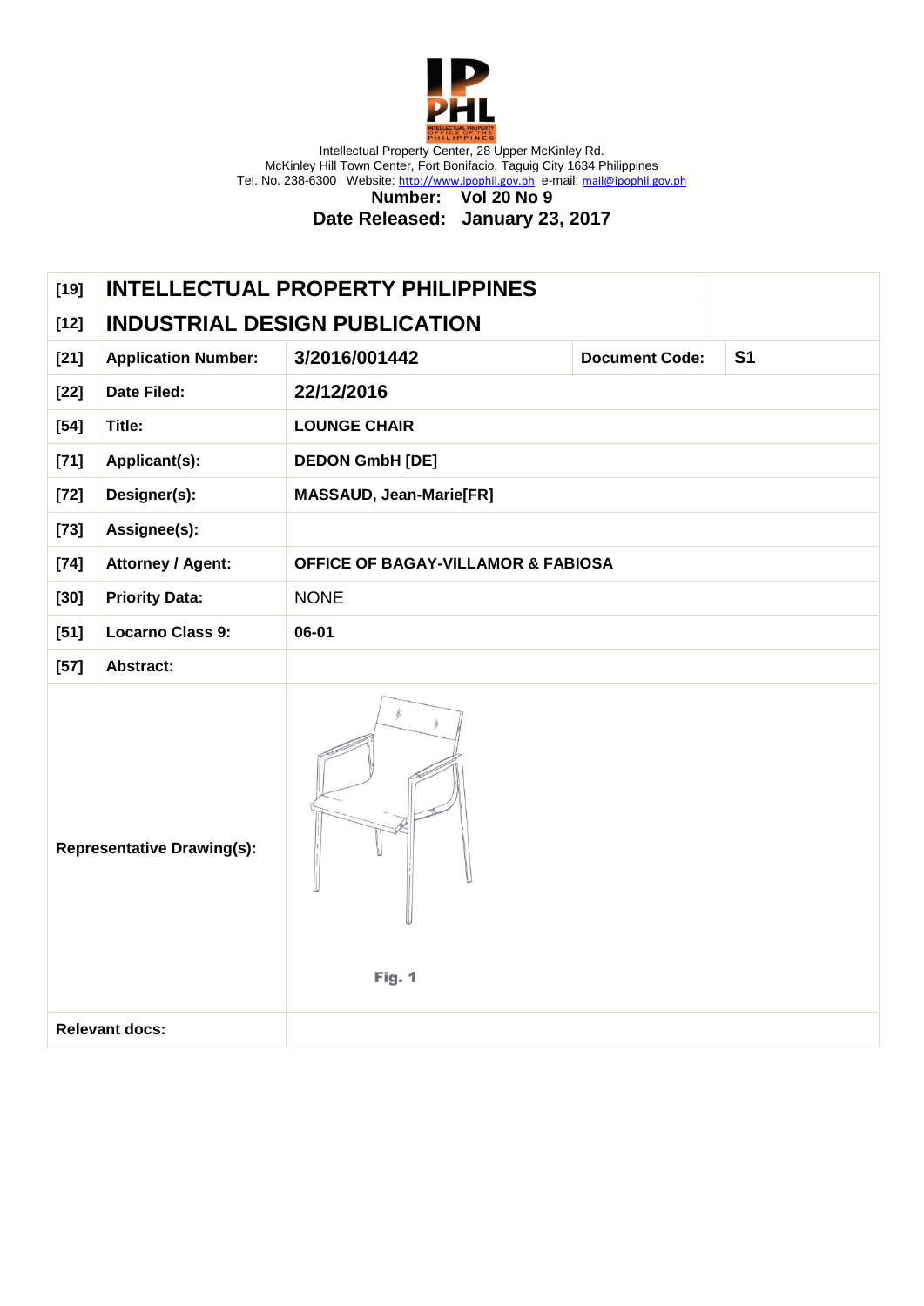Intellectual Property Center, 28 Upper McKinley Rd.
McKinley Hill Town Center, Fort Bonifacio, Taguig City 1634 Philippines
Tel. No. 238-6300 Website: http://www.ipophil.gov.ph e-mail: mail@ipophil.gov.ph

**Number: Vol 20 No 9**

**Date Released: January 23, 2017**

| | | | | |
|---|---|---|---|---|
| [19] | **INTELLECTUAL PROPERTY PHILIPPINES** | | | |
| [12] | **INDUSTRIAL DESIGN PUBLICATION** | | | |
| [21] | **Application Number:** | **3/2016/001442** | **Document Code:** | **S1** |
| [22] | **Date Filed:** | **22/12/2016** | | |
| [54] | **Title:** | **LOUNGE CHAIR** | | |
| [71] | **Applicant(s):** | **DEDON GmbH [DE]** | | |
| [72] | **Designer(s):** | **MASSAUD, Jean-Marie[FR]** | | |
| [73] | **Assignee(s):** | | | |
| [74] | **Attorney / Agent:** | **OFFICE OF BAGAY-VILLAMOR & FABIOSA** | | |
| [30] | **Priority Data:** | NONE | | |
| [51] | **Locarno Class 9:** | **06-01** | | |
| [57] | **Abstract:** | | | |
| **Representative Drawing(s):** | | Fig. 1 | | |
| **Relevant docs:** | | | | |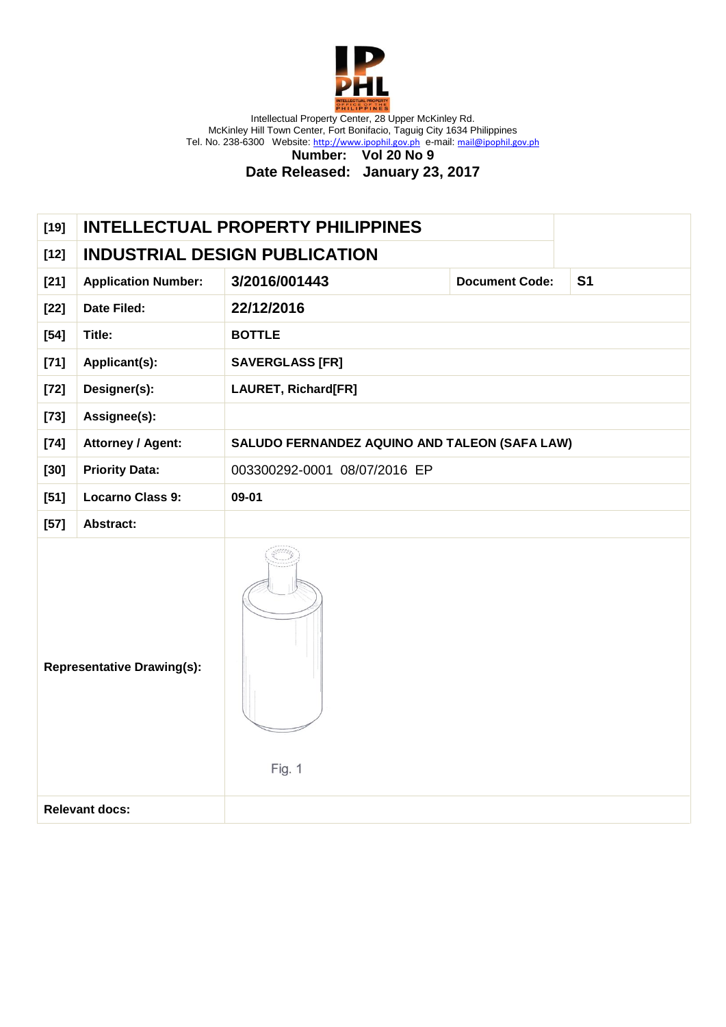Intellectual Property Center, 28 Upper McKinley Rd.
McKinley Hill Town Center, Fort Bonifacio, Taguig City 1634 Philippines
Tel. No. 238-6300 Website: http://www.ipophil.gov.ph e-mail: mail@ipophil.gov.ph

**Number: Vol 20 No 9**

**Date Released: January 23, 2017**

| | | | | |
|---|---|---|---|---|
| [19] | **INTELLECTUAL PROPERTY PHILIPPINES** | | | |
| [12] | **INDUSTRIAL DESIGN PUBLICATION** | | | |
| [21] | **Application Number:** | **3/2016/001443** | **Document Code:** | **S1** |
| [22] | **Date Filed:** | **22/12/2016** | | |
| [54] | **Title:** | **BOTTLE** | | |
| [71] | **Applicant(s):** | **SAVERGLASS [FR]** | | |
| [72] | **Designer(s):** | **LAURET, Richard[FR]** | | |
| [73] | **Assignee(s):** | | | |
| [74] | **Attorney / Agent:** | **SALUDO FERNANDEZ AQUINO AND TALEON (SAFA LAW)** | | |
| [30] | **Priority Data:** | 003300292-0001 08/07/2016 EP | | |
| [51] | **Locarno Class 9:** | **09-01** | | |
| [57] | **Abstract:** | | | |
| **Representative Drawing(s):** | | Fig. 1 | | |
| **Relevant docs:** | | | | |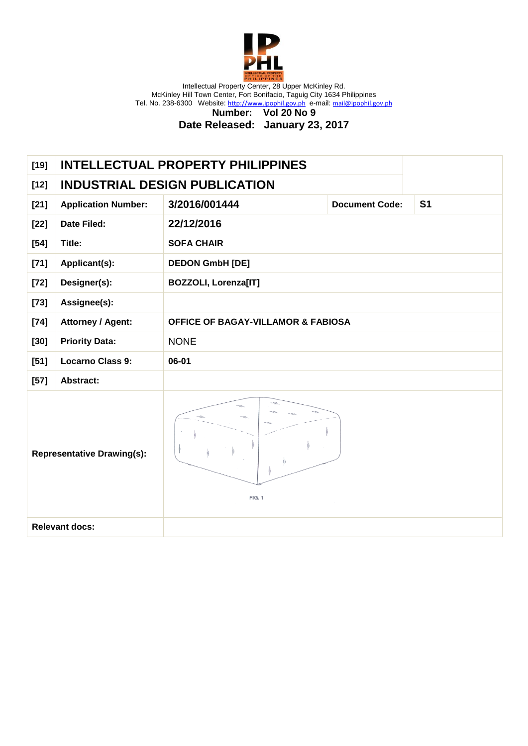Intellectual Property Center, 28 Upper McKinley Rd.
McKinley Hill Town Center, Fort Bonifacio, Taguig City 1634 Philippines
Tel. No. 238-6300 Website: http://www.ipophil.gov.ph e-mail: mail@ipophil.gov.ph

**Number: Vol 20 No 9**

**Date Released: January 23, 2017**

| | | | | |
|---|---|---|---|---|
| [19] | **INTELLECTUAL PROPERTY PHILIPPINES** | | | |
| [12] | **INDUSTRIAL DESIGN PUBLICATION** | | | |
| [21] | **Application Number:** | **3/2016/001444** | **Document Code:** | **S1** |
| [22] | **Date Filed:** | **22/12/2016** | | |
| [54] | **Title:** | **SOFA CHAIR** | | |
| [71] | **Applicant(s):** | **DEDON GmbH [DE]** | | |
| [72] | **Designer(s):** | **BOZZOLI, Lorenza[IT]** | | |
| [73] | **Assignee(s):** | | | |
| [74] | **Attorney / Agent:** | **OFFICE OF BAGAY-VILLAMOR & FABIOSA** | | |
| [30] | **Priority Data:** | NONE | | |
| [51] | **Locarno Class 9:** | **06-01** | | |
| [57] | **Abstract:** | | | |
| **Representative Drawing(s):** | | FIG. 1 | | |
| **Relevant docs:** | | | | |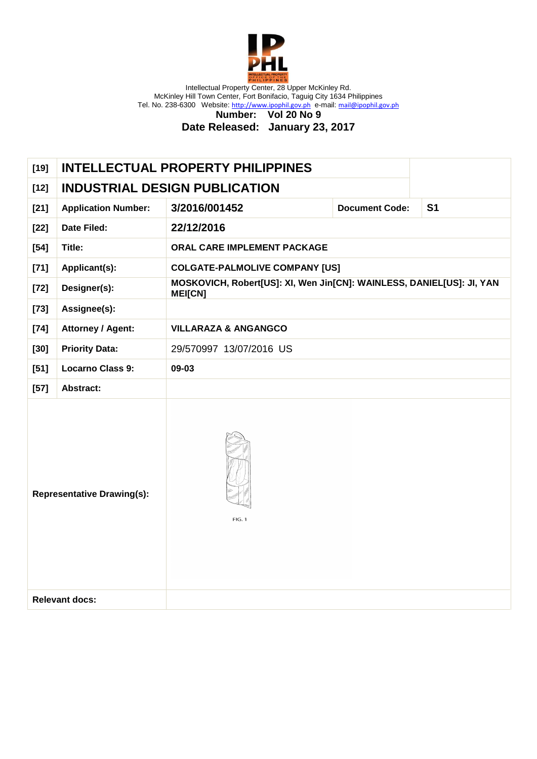Intellectual Property Center, 28 Upper McKinley Rd.
McKinley Hill Town Center, Fort Bonifacio, Taguig City 1634 Philippines
Tel. No. 238-6300 Website: http://www.ipophil.gov.ph e-mail: mail@ipophil.gov.ph

**Number: Vol 20 No 9**

**Date Released: January 23, 2017**

| | | | | |
|---|---|---|---|---|
| [19] | **INTELLECTUAL PROPERTY PHILIPPINES** | | | |
| [12] | **INDUSTRIAL DESIGN PUBLICATION** | | | |
| [21] | **Application Number:** | **3/2016/001452** | **Document Code:** | **S1** |
| [22] | **Date Filed:** | **22/12/2016** | | |
| [54] | **Title:** | **ORAL CARE IMPLEMENT PACKAGE** | | |
| [71] | **Applicant(s):** | **COLGATE-PALMOLIVE COMPANY [US]** | | |
| [72] | **Designer(s):** | **MOSKOVICH, Robert[US]: XI, Wen Jin[CN]: WAINLESS, DANIEL[US]: JI, YAN MEI[CN]** | | |
| [73] | **Assignee(s):** | | | |
| [74] | **Attorney / Agent:** | **VILLARAZA & ANGANGCO** | | |
| [30] | **Priority Data:** | 29/570997 13/07/2016 US | | |
| [51] | **Locarno Class 9:** | **09-03** | | |
| [57] | **Abstract:** | | | |
| **Representative Drawing(s):** | | FIG. 1 | | |
| **Relevant docs:** | | | | |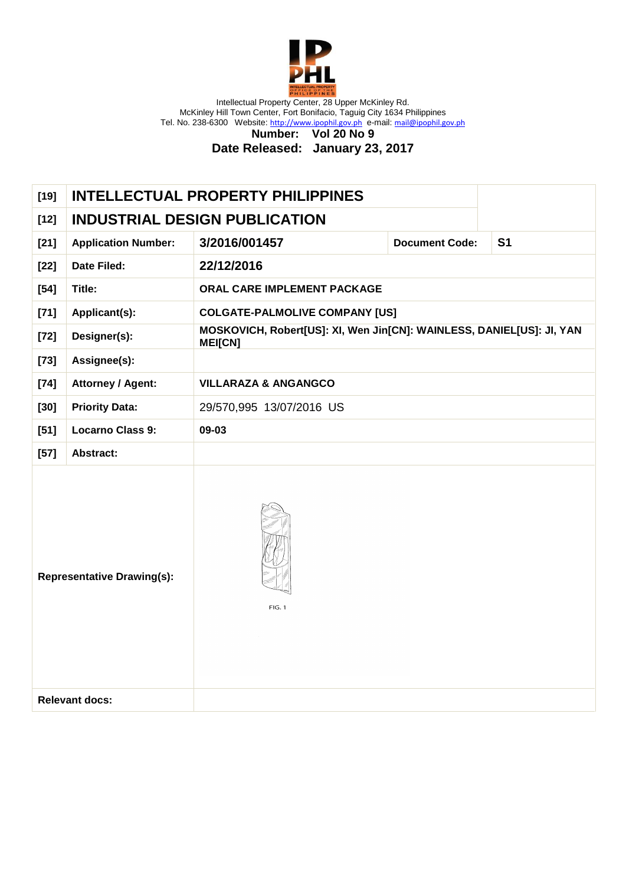Intellectual Property Center, 28 Upper McKinley Rd.
McKinley Hill Town Center, Fort Bonifacio, Taguig City 1634 Philippines
Tel. No. 238-6300 Website: http://www.ipophil.gov.ph e-mail: mail@ipophil.gov.ph

**Number: Vol 20 No 9**

**Date Released: January 23, 2017**

| [19] | **INTELLECTUAL PROPERTY PHILIPPINES** | | | |
|---|---|---|---|---|
| [12] | **INDUSTRIAL DESIGN PUBLICATION** | | | |
| [21] | **Application Number:** | **3/2016/001457** | **Document Code:** | **S1** |
| [22] | **Date Filed:** | **22/12/2016** | | |
| [54] | **Title:** | **ORAL CARE IMPLEMENT PACKAGE** | | |
| [71] | **Applicant(s):** | **COLGATE-PALMOLIVE COMPANY [US]** | | |
| [72] | **Designer(s):** | **MOSKOVICH, Robert[US]: XI, Wen Jin[CN]: WAINLESS, DANIEL[US]: JI, YAN MEI[CN]** | | |
| [73] | **Assignee(s):** | | | |
| [74] | **Attorney / Agent:** | **VILLARAZA & ANGANGCO** | | |
| [30] | **Priority Data:** | 29/570,995 13/07/2016 US | | |
| [51] | **Locarno Class 9:** | **09-03** | | |
| [57] | **Abstract:** | | | |
| **Representative Drawing(s):** | | FIG. 1 | | |
| **Relevant docs:** | | | | |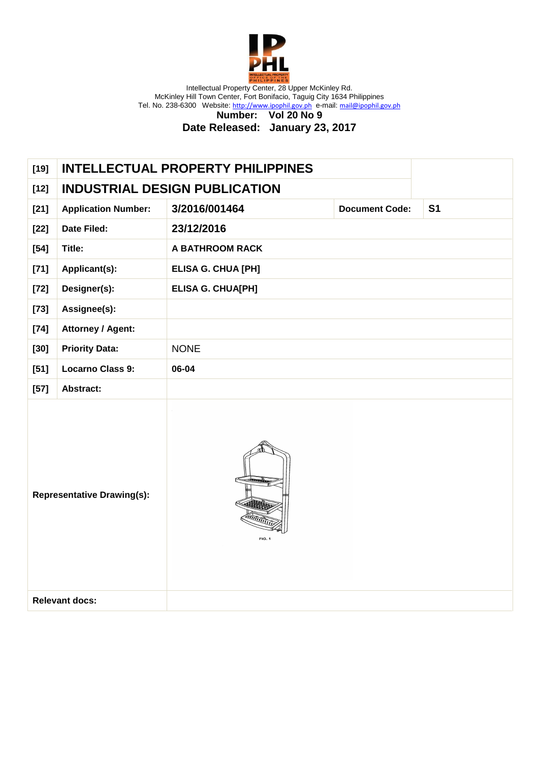Intellectual Property Center, 28 Upper McKinley Rd.
McKinley Hill Town Center, Fort Bonifacio, Taguig City 1634 Philippines
Tel. No. 238-6300 Website: http://www.ipophil.gov.ph e-mail: mail@ipophil.gov.ph

**Number: Vol 20 No 9**

**Date Released: January 23, 2017**

| | | | | |
|---|---|---|---|---|
| [19] | **INTELLECTUAL PROPERTY PHILIPPINES** | | | |
| [12] | **INDUSTRIAL DESIGN PUBLICATION** | | | |
| [21] | **Application Number:** | **3/2016/001464** | **Document Code:** | **S1** |
| [22] | **Date Filed:** | **23/12/2016** | | |
| [54] | **Title:** | **A BATHROOM RACK** | | |
| [71] | **Applicant(s):** | **ELISA G. CHUA [PH]** | | |
| [72] | **Designer(s):** | **ELISA G. CHUA[PH]** | | |
| [73] | **Assignee(s):** | | | |
| [74] | **Attorney / Agent:** | | | |
| [30] | **Priority Data:** | NONE | | |
| [51] | **Locarno Class 9:** | **06-04** | | |
| [57] | **Abstract:** | | | |
| **Representative Drawing(s):** | | FIG. 1 | | |
| **Relevant docs:** | | | | |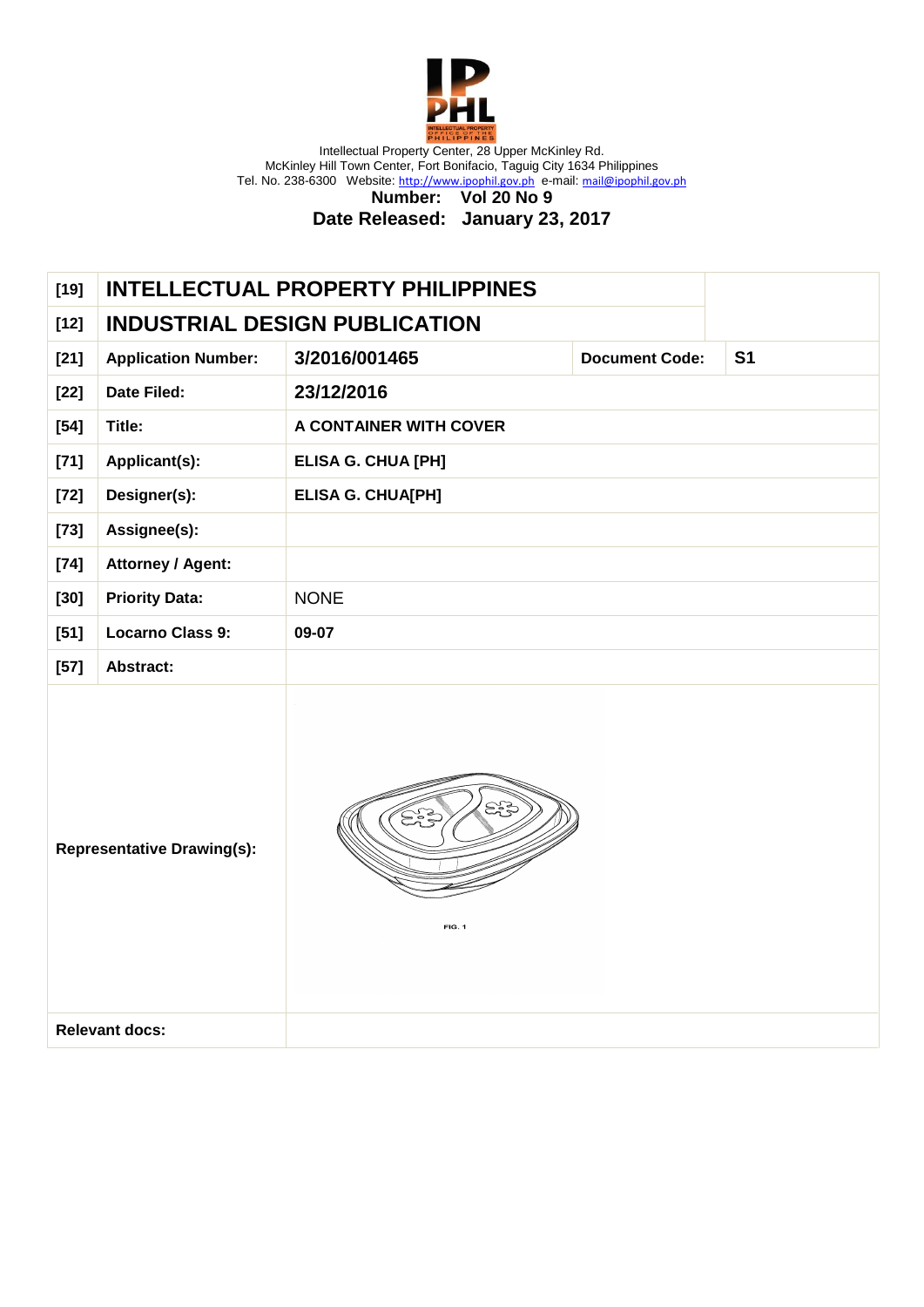Intellectual Property Center, 28 Upper McKinley Rd.
McKinley Hill Town Center, Fort Bonifacio, Taguig City 1634 Philippines
Tel. No. 238-6300 Website: http://www.ipophil.gov.ph e-mail: mail@ipophil.gov.ph

**Number: Vol 20 No 9**

**Date Released: January 23, 2017**

| [19] | INTELLECTUAL PROPERTY PHILIPPINES | | | |
|---|---|---|---|---|
| [12] | INDUSTRIAL DESIGN PUBLICATION | | | |
| [21] | Application Number: | 3/2016/001465 | Document Code: | S1 |
| [22] | Date Filed: | 23/12/2016 | | |
| [54] | Title: | A CONTAINER WITH COVER | | |
| [71] | Applicant(s): | ELISA G. CHUA [PH] | | |
| [72] | Designer(s): | ELISA G. CHUA[PH] | | |
| [73] | Assignee(s): | | | |
| [74] | Attorney / Agent: | | | |
| [30] | Priority Data: | NONE | | |
| [51] | Locarno Class 9: | 09-07 | | |
| [57] | Abstract: | | | |
| Representative Drawing(s): | | FIG. 1 | | |
| Relevant docs: | | | | |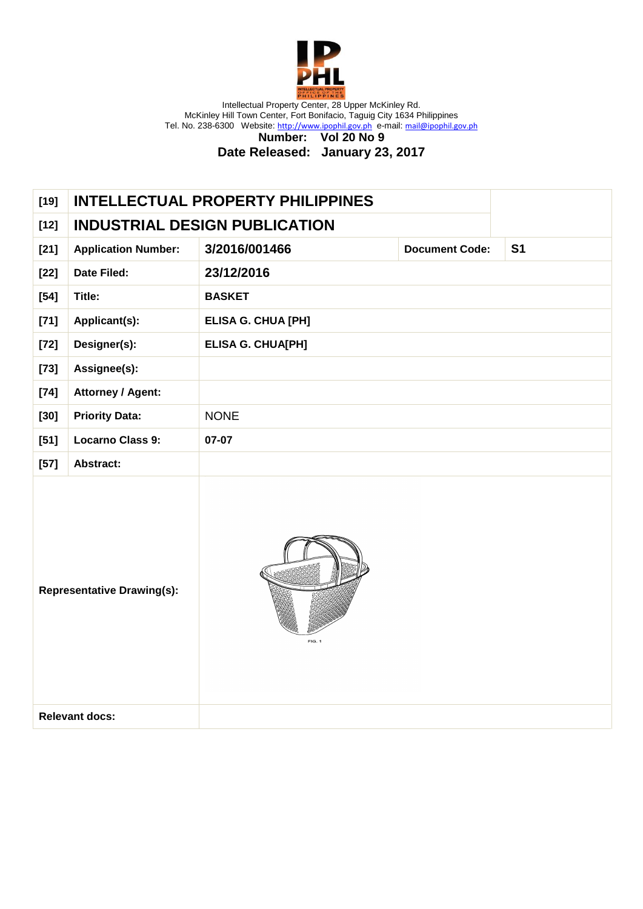Intellectual Property Center, 28 Upper McKinley Rd.
McKinley Hill Town Center, Fort Bonifacio, Taguig City 1634 Philippines
Tel. No. 238-6300 Website: http://www.ipophil.gov.ph e-mail: mail@ipophil.gov.ph

**Number: Vol 20 No 9**

**Date Released: January 23, 2017**

| | | | | |
|---|---|---|---|---|
| **[19]** | **INTELLECTUAL PROPERTY PHILIPPINES** | | | |
| **[12]** | **INDUSTRIAL DESIGN PUBLICATION** | | | |
| **[21]** | **Application Number:** | **3/2016/001466** | **Document Code:** | **S1** |
| **[22]** | **Date Filed:** | **23/12/2016** | | |
| **[54]** | **Title:** | **BASKET** | | |
| **[71]** | **Applicant(s):** | **ELISA G. CHUA [PH]** | | |
| **[72]** | **Designer(s):** | **ELISA G. CHUA[PH]** | | |
| **[73]** | **Assignee(s):** | | | |
| **[74]** | **Attorney / Agent:** | | | |
| **[30]** | **Priority Data:** | NONE | | |
| **[51]** | **Locarno Class 9:** | **07-07** | | |
| **[57]** | **Abstract:** | | | |
| **Representative Drawing(s):** | | FIG. 1 | | |
| **Relevant docs:** | | | | |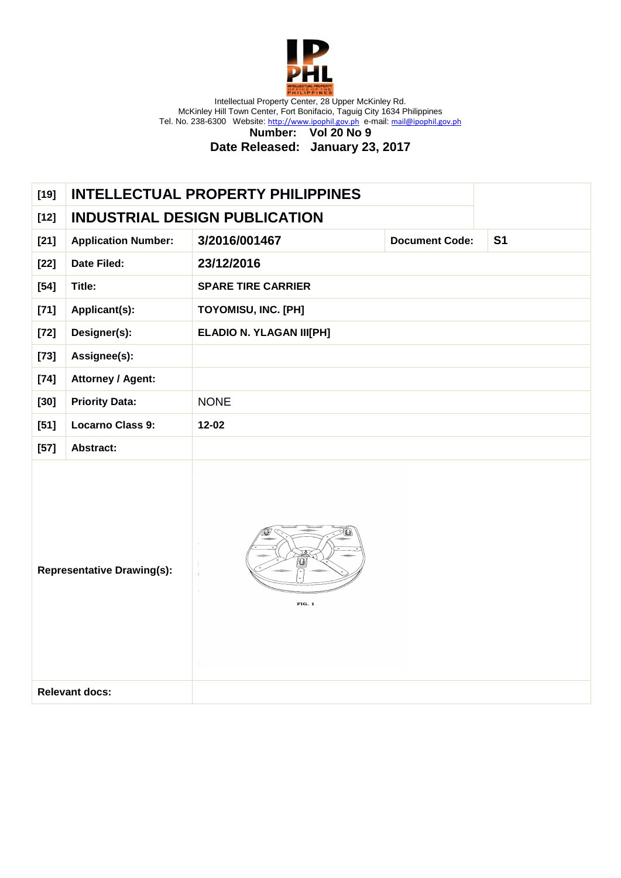Intellectual Property Center, 28 Upper McKinley Rd.
McKinley Hill Town Center, Fort Bonifacio, Taguig City 1634 Philippines
Tel. No. 238-6300 Website: http://www.ipophil.gov.ph e-mail: mail@ipophil.gov.ph

**Number: Vol 20 No 9**

**Date Released: January 23, 2017**

| [19] | INTELLECTUAL PROPERTY PHILIPPINES | | | |
|---|---|---|---|---|
| [12] | INDUSTRIAL DESIGN PUBLICATION | | | |
| [21] | Application Number: | 3/2016/001467 | Document Code: | S1 |
| [22] | Date Filed: | 23/12/2016 | | |
| [54] | Title: | SPARE TIRE CARRIER | | |
| [71] | Applicant(s): | TOYOMISU, INC. [PH] | | |
| [72] | Designer(s): | ELADIO N. YLAGAN III[PH] | | |
| [73] | Assignee(s): | | | |
| [74] | Attorney / Agent: | | | |
| [30] | Priority Data: | NONE | | |
| [51] | Locarno Class 9: | 12-02 | | |
| [57] | Abstract: | | | |
| Representative Drawing(s): | | FIG. 1 | | |
| Relevant docs: | | | | |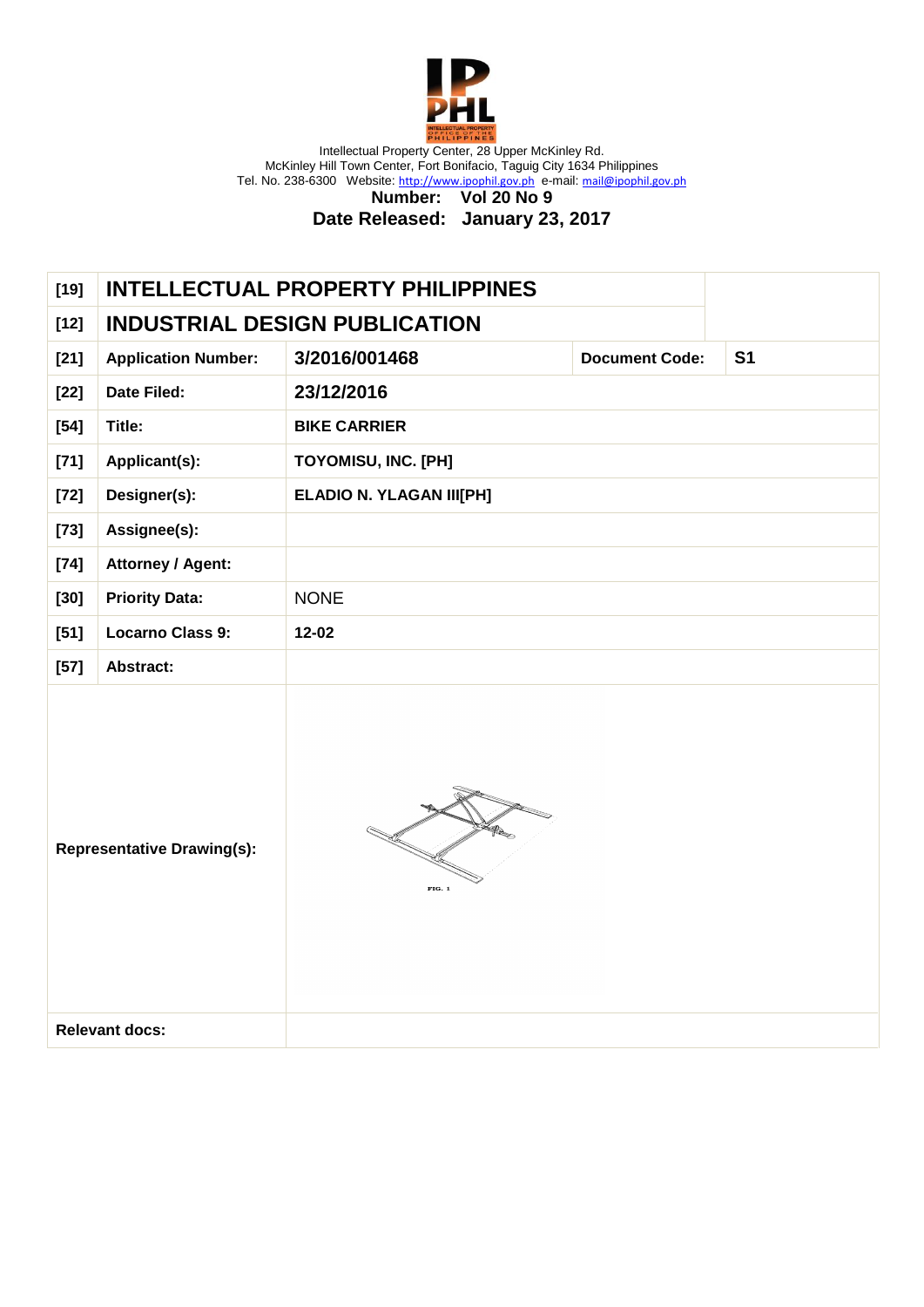Intellectual Property Center, 28 Upper McKinley Rd.
McKinley Hill Town Center, Fort Bonifacio, Taguig City 1634 Philippines
Tel. No. 238-6300 Website: http://www.ipophil.gov.ph e-mail: mail@ipophil.gov.ph

**Number: Vol 20 No 9**

**Date Released: January 23, 2017**

| | | | | |
|---|---|---|---|---|
| [19] | **INTELLECTUAL PROPERTY PHILIPPINES** | | | |
| [12] | **INDUSTRIAL DESIGN PUBLICATION** | | | |
| [21] | **Application Number:** | **3/2016/001468** | **Document Code:** | **S1** |
| [22] | **Date Filed:** | **23/12/2016** | | |
| [54] | **Title:** | **BIKE CARRIER** | | |
| [71] | **Applicant(s):** | **TOYOMISU, INC. [PH]** | | |
| [72] | **Designer(s):** | **ELADIO N. YLAGAN III[PH]** | | |
| [73] | **Assignee(s):** | | | |
| [74] | **Attorney / Agent:** | | | |
| [30] | **Priority Data:** | NONE | | |
| [51] | **Locarno Class 9:** | **12-02** | | |
| [57] | **Abstract:** | | | |
| **Representative Drawing(s):** | | FIG. 1 | | |
| **Relevant docs:** | | | | |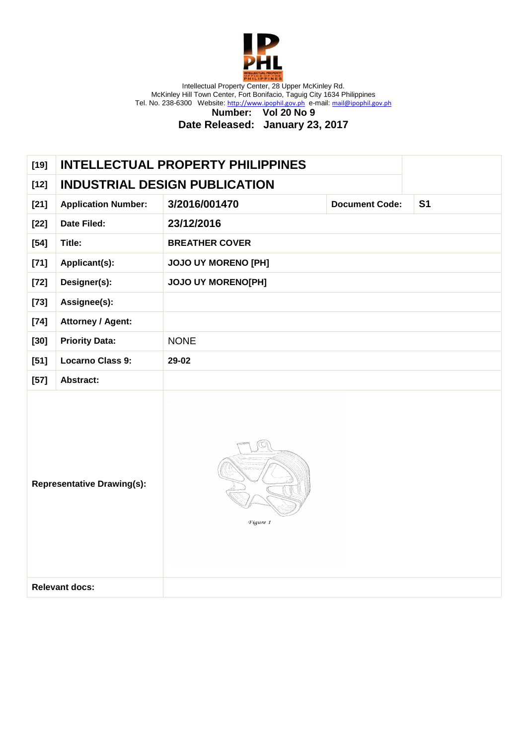Intellectual Property Center, 28 Upper McKinley Rd.
McKinley Hill Town Center, Fort Bonifacio, Taguig City 1634 Philippines
Tel. No. 238-6300 Website: http://www.ipophil.gov.ph e-mail: mail@ipophil.gov.ph

**Number: Vol 20 No 9**

**Date Released: January 23, 2017**

| | | | | |
|---|---|---|---|---|
| **[19]** | **INTELLECTUAL PROPERTY PHILIPPINES** | | | |
| **[12]** | **INDUSTRIAL DESIGN PUBLICATION** | | | |
| **[21]** | **Application Number:** | **3/2016/001470** | **Document Code:** | **S1** |
| **[22]** | **Date Filed:** | **23/12/2016** | | |
| **[54]** | **Title:** | **BREATHER COVER** | | |
| **[71]** | **Applicant(s):** | **JOJO UY MORENO [PH]** | | |
| **[72]** | **Designer(s):** | **JOJO UY MORENO[PH]** | | |
| **[73]** | **Assignee(s):** | | | |
| **[74]** | **Attorney / Agent:** | | | |
| **[30]** | **Priority Data:** | NONE | | |
| **[51]** | **Locarno Class 9:** | **29-02** | | |
| **[57]** | **Abstract:** | | | |
| **Representative Drawing(s):** | | *Figure 1* | | |
| **Relevant docs:** | | | | |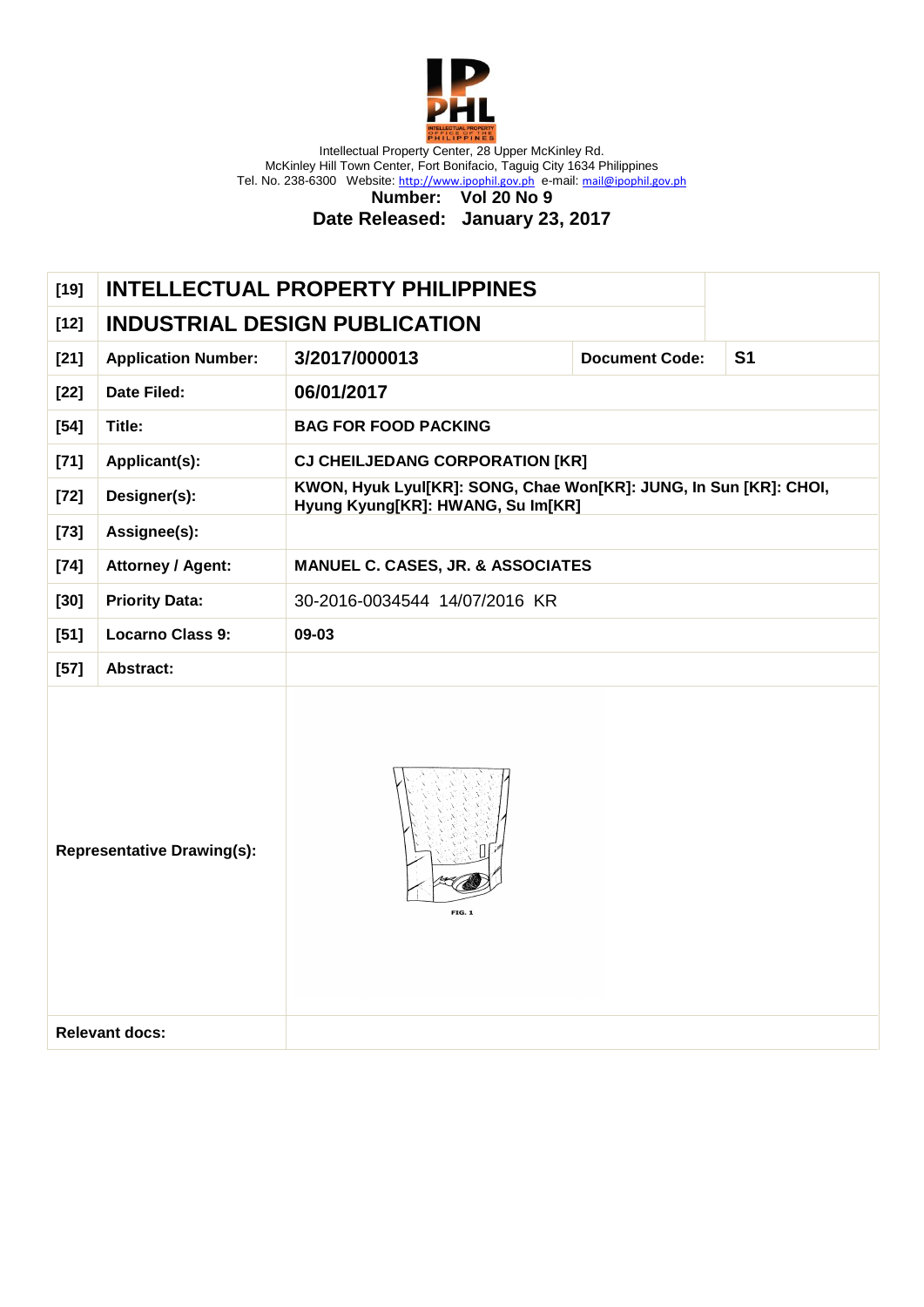Intellectual Property Center, 28 Upper McKinley Rd.
McKinley Hill Town Center, Fort Bonifacio, Taguig City 1634 Philippines
Tel. No. 238-6300 Website: http://www.ipophil.gov.ph e-mail: mail@ipophil.gov.ph

**Number: Vol 20 No 9**

**Date Released: January 23, 2017**

| | | | | |
|---|---|---|---|---|
| [19] | **INTELLECTUAL PROPERTY PHILIPPINES** | | | |
| [12] | **INDUSTRIAL DESIGN PUBLICATION** | | | |
| [21] | **Application Number:** | **3/2017/000013** | **Document Code:** | **S1** |
| [22] | **Date Filed:** | **06/01/2017** | | |
| [54] | **Title:** | **BAG FOR FOOD PACKING** | | |
| [71] | **Applicant(s):** | **CJ CHEILJEDANG CORPORATION [KR]** | | |
| [72] | **Designer(s):** | **KWON, Hyuk Lyul[KR]: SONG, Chae Won[KR]: JUNG, In Sun [KR]: CHOI, Hyung Kyung[KR]: HWANG, Su Im[KR]** | | |
| [73] | **Assignee(s):** | | | |
| [74] | **Attorney / Agent:** | **MANUEL C. CASES, JR. & ASSOCIATES** | | |
| [30] | **Priority Data:** | 30-2016-0034544 14/07/2016 KR | | |
| [51] | **Locarno Class 9:** | **09-03** | | |
| [57] | **Abstract:** | | | |
| **Representative Drawing(s):** | | FIG. 1 | | |
| **Relevant docs:** | | | | |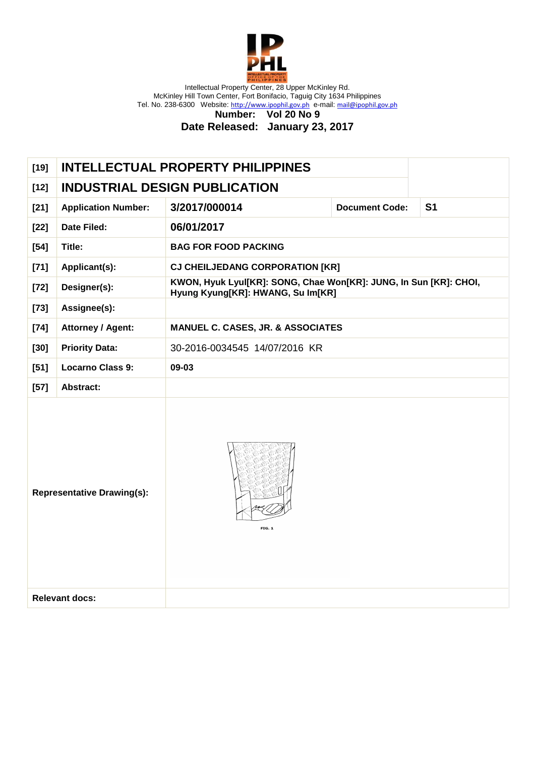Intellectual Property Center, 28 Upper McKinley Rd.
McKinley Hill Town Center, Fort Bonifacio, Taguig City 1634 Philippines
Tel. No. 238-6300 Website: http://www.ipophil.gov.ph e-mail: mail@ipophil.gov.ph

**Number: Vol 20 No 9**

**Date Released: January 23, 2017**

| | | | | |
|---|---|---|---|---|
| [19] | **INTELLECTUAL PROPERTY PHILIPPINES** | | | |
| [12] | **INDUSTRIAL DESIGN PUBLICATION** | | | |
| [21] | **Application Number:** | **3/2017/000014** | **Document Code:** | **S1** |
| [22] | **Date Filed:** | **06/01/2017** | | |
| [54] | **Title:** | **BAG FOR FOOD PACKING** | | |
| [71] | **Applicant(s):** | **CJ CHEILJEDANG CORPORATION [KR]** | | |
| [72] | **Designer(s):** | **KWON, Hyuk Lyul[KR]: SONG, Chae Won[KR]: JUNG, In Sun [KR]: CHOI, Hyung Kyung[KR]: HWANG, Su Im[KR]** | | |
| [73] | **Assignee(s):** | | | |
| [74] | **Attorney / Agent:** | **MANUEL C. CASES, JR. & ASSOCIATES** | | |
| [30] | **Priority Data:** | 30-2016-0034545 14/07/2016 KR | | |
| [51] | **Locarno Class 9:** | **09-03** | | |
| [57] | **Abstract:** | | | |
| **Representative Drawing(s):** | | FIG. 1 | | |
| **Relevant docs:** | | | | |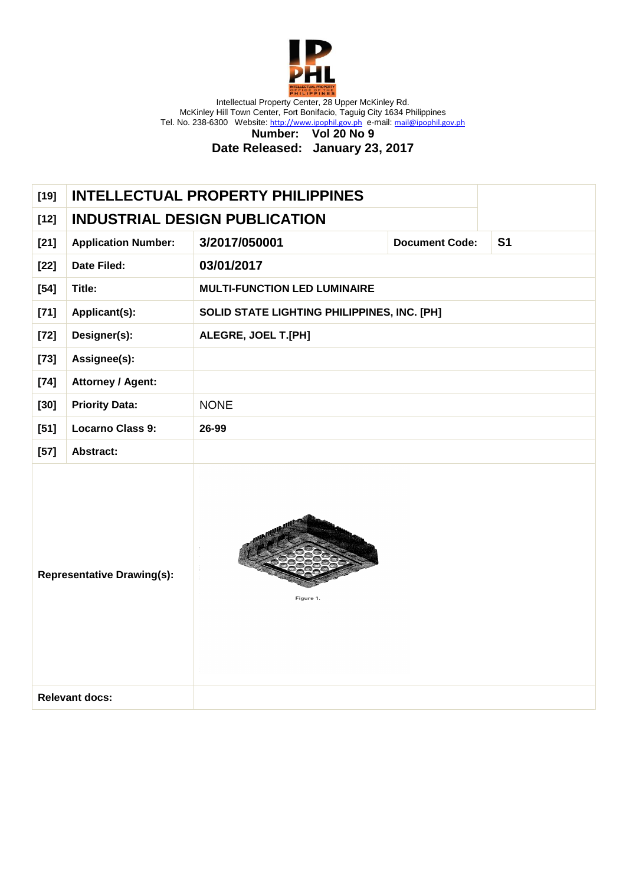Intellectual Property Center, 28 Upper McKinley Rd.
McKinley Hill Town Center, Fort Bonifacio, Taguig City 1634 Philippines
Tel. No. 238-6300 Website: http://www.ipophil.gov.ph e-mail: mail@ipophil.gov.ph

**Number: Vol 20 No 9**
**Date Released: January 23, 2017**

| | | | | |
|---|---|---|---|---|
| [19] | **INTELLECTUAL PROPERTY PHILIPPINES** | | | |
| [12] | **INDUSTRIAL DESIGN PUBLICATION** | | | |
| [21] | **Application Number:** | 3/2017/050001 | **Document Code:** | S1 |
| [22] | **Date Filed:** | 03/01/2017 | | |
| [54] | **Title:** | MULTI-FUNCTION LED LUMINAIRE | | |
| [71] | **Applicant(s):** | SOLID STATE LIGHTING PHILIPPINES, INC. [PH] | | |
| [72] | **Designer(s):** | ALEGRE, JOEL T.[PH] | | |
| [73] | **Assignee(s):** | | | |
| [74] | **Attorney / Agent:** | | | |
| [30] | **Priority Data:** | NONE | | |
| [51] | **Locarno Class 9:** | 26-99 | | |
| [57] | **Abstract:** | | | |
| **Representative Drawing(s):** | | Figure 1. | | |
| **Relevant docs:** | | | | |